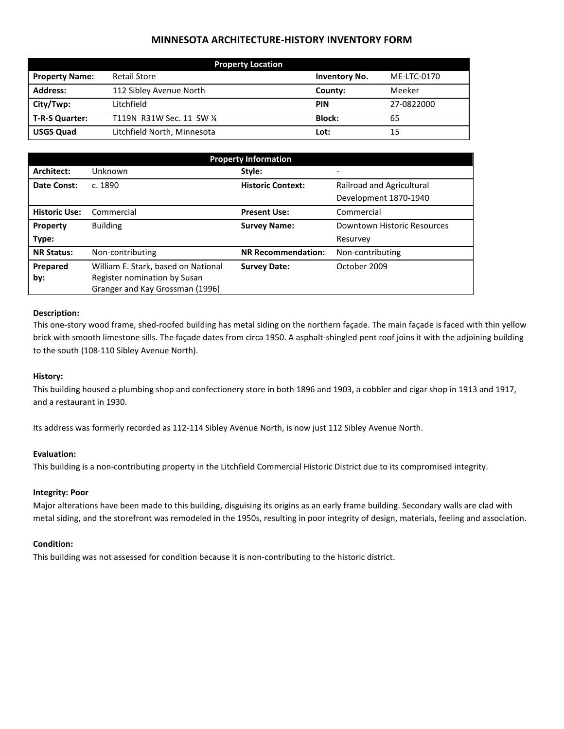# MINNESOTA ARCHITECTURE-HISTORY INVENTORY FORM

| Property Location | | | |
|---|---|---|---|
| **Property Name:** | Retail Store | **Inventory No.** | ME-LTC-0170 |
| **Address:** | 112 Sibley Avenue North | **County:** | Meeker |
| **City/Twp:** | Litchfield | **PIN** | 27-0822000 |
| **T-R-S Quarter:** | T119N R31W Sec. 11 SW ¼ | **Block:** | 65 |
| **USGS Quad** | Litchfield North, Minnesota | **Lot:** | 15 |

| Property Information | | | |
|---|---|---|---|
| **Architect:** | Unknown | **Style:** | - |
| **Date Const:** | c. 1890 | **Historic Context:** | Railroad and Agricultural Development 1870-1940 |
| **Historic Use:** | Commercial | **Present Use:** | Commercial |
| **Property Type:** | Building | **Survey Name:** | Downtown Historic Resources Resurvey |
| **NR Status:** | Non-contributing | **NR Recommendation:** | Non-contributing |
| **Prepared by:** | William E. Stark, based on National Register nomination by Susan Granger and Kay Grossman (1996) | **Survey Date:** | October 2009 |

**Description:**

This one-story wood frame, shed-roofed building has metal siding on the northern façade. The main façade is faced with thin yellow brick with smooth limestone sills. The façade dates from circa 1950. A asphalt-shingled pent roof joins it with the adjoining building to the south (108-110 Sibley Avenue North).

**History:**

This building housed a plumbing shop and confectionery store in both 1896 and 1903, a cobbler and cigar shop in 1913 and 1917, and a restaurant in 1930.

Its address was formerly recorded as 112-114 Sibley Avenue North, is now just 112 Sibley Avenue North.

**Evaluation:**

This building is a non-contributing property in the Litchfield Commercial Historic District due to its compromised integrity.

**Integrity: Poor**

Major alterations have been made to this building, disguising its origins as an early frame building. Secondary walls are clad with metal siding, and the storefront was remodeled in the 1950s, resulting in poor integrity of design, materials, feeling and association.

**Condition:**

This building was not assessed for condition because it is non-contributing to the historic district.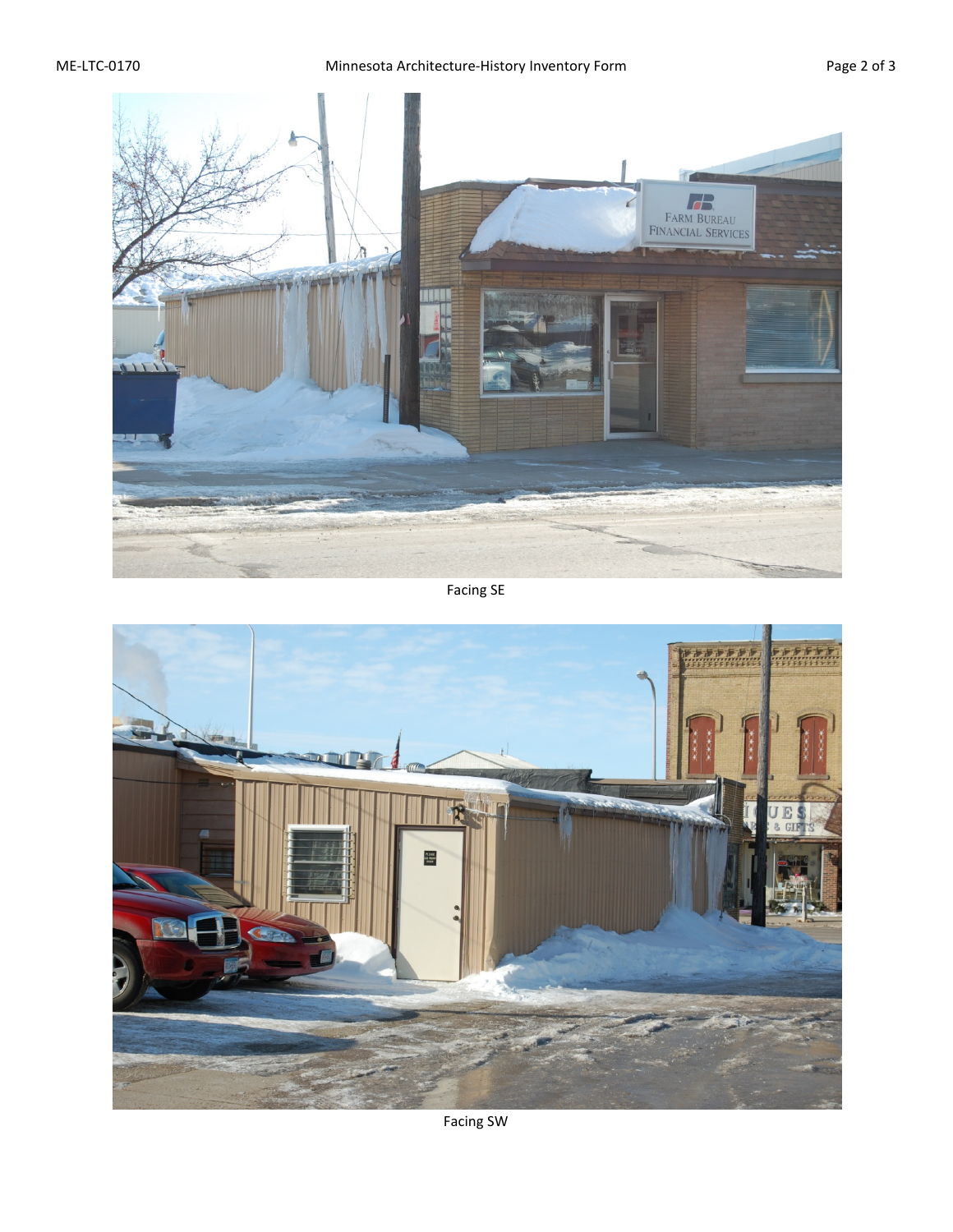Facing SE

Facing SW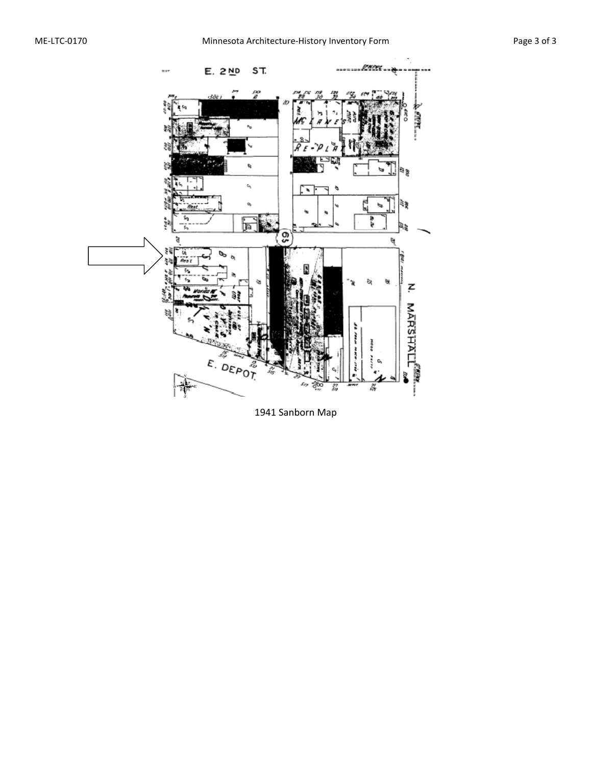1941 Sanborn Map